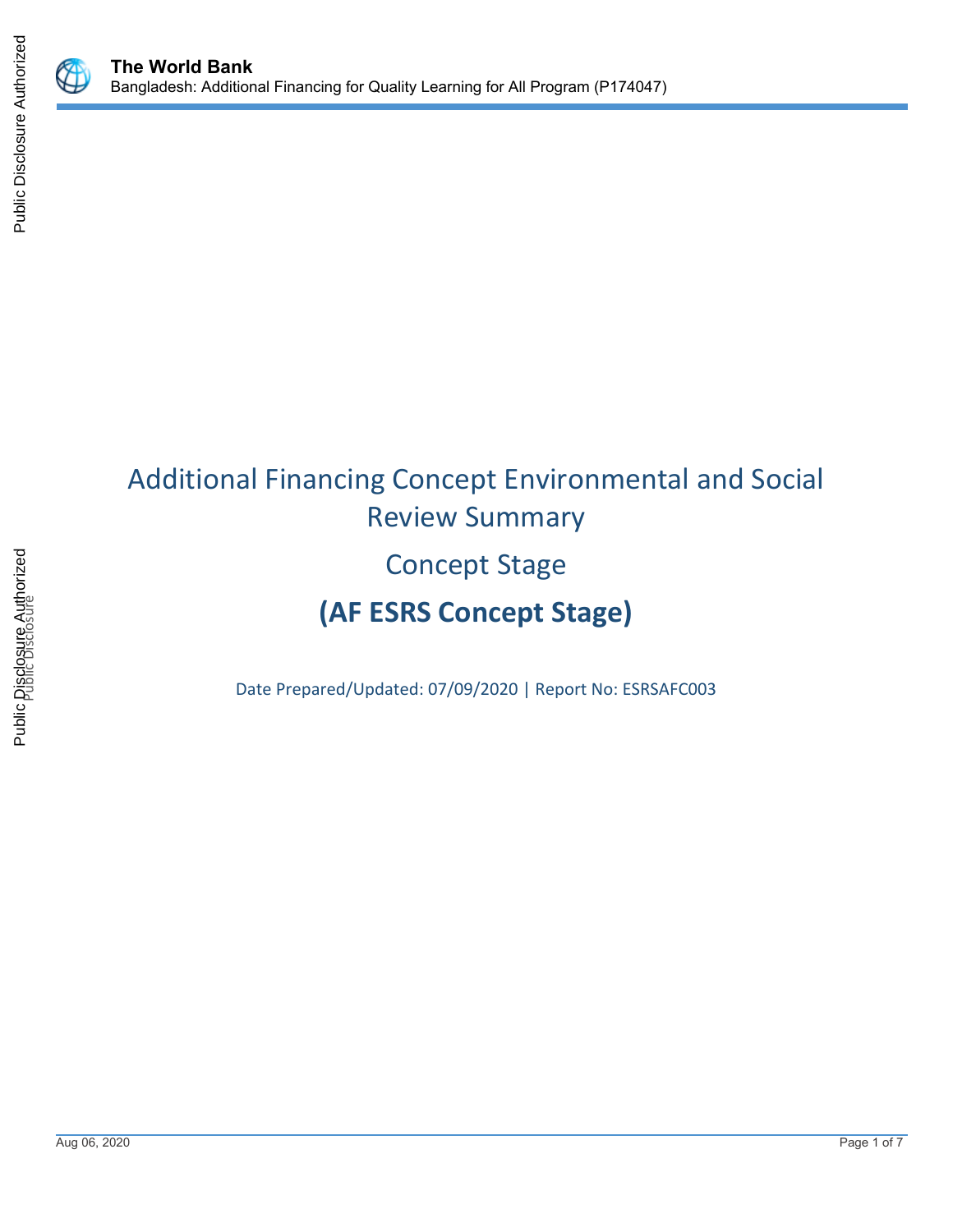# Additional Financing Concept Environmental and Social Review Summary

## Concept Stage

## (AF ESRS Concept Stage)

Date Prepared/Updated: 07/09/2020 | Report No: ESRSAFC003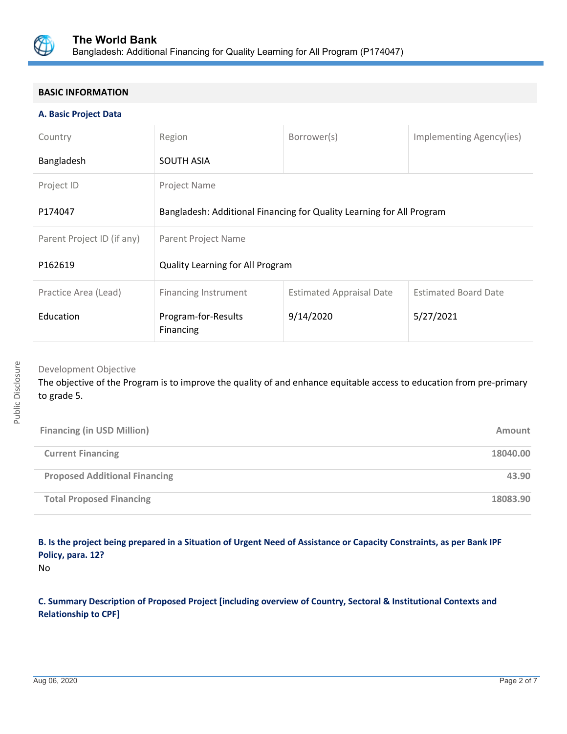## BASIC INFORMATION

### A. Basic Project Data

| Country | Region | Borrower(s) | Implementing Agency(ies) |
|---|---|---|---|
| Bangladesh | SOUTH ASIA | | |

| Project ID | Project Name |
|---|---|
| P174047 | Bangladesh: Additional Financing for Quality Learning for All Program |

| Parent Project ID (if any) | Parent Project Name |
|---|---|
| P162619 | Quality Learning for All Program |

| Practice Area (Lead) | Financing Instrument | Estimated Appraisal Date | Estimated Board Date |
|---|---|---|---|
| Education | Program-for-Results Financing | 9/14/2020 | 5/27/2021 |

Development Objective

The objective of the Program is to improve the quality of and enhance equitable access to education from pre-primary to grade 5.

| Financing (in USD Million) | Amount |
|---|---|
| Current Financing | 18040.00 |
| Proposed Additional Financing | 43.90 |
| Total Proposed Financing | 18083.90 |

### B. Is the project being prepared in a Situation of Urgent Need of Assistance or Capacity Constraints, as per Bank IPF Policy, para. 12?

No

### C. Summary Description of Proposed Project [including overview of Country, Sectoral & Institutional Contexts and Relationship to CPF]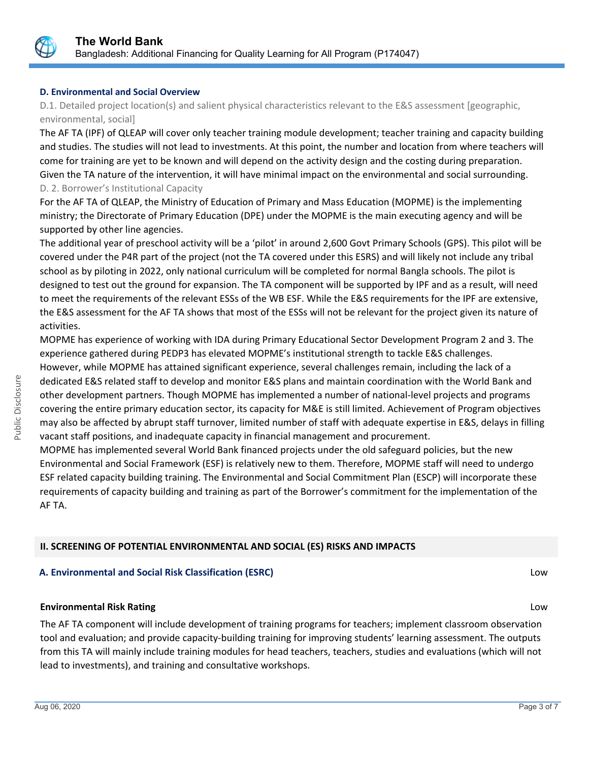### D. Environmental and Social Overview

D.1. Detailed project location(s) and salient physical characteristics relevant to the E&S assessment [geographic, environmental, social]

The AF TA (IPF) of QLEAP will cover only teacher training module development; teacher training and capacity building and studies. The studies will not lead to investments. At this point, the number and location from where teachers will come for training are yet to be known and will depend on the activity design and the costing during preparation. Given the TA nature of the intervention, it will have minimal impact on the environmental and social surrounding.

D. 2. Borrower's Institutional Capacity

For the AF TA of QLEAP, the Ministry of Education of Primary and Mass Education (MOPME) is the implementing ministry; the Directorate of Primary Education (DPE) under the MOPME is the main executing agency and will be supported by other line agencies.

The additional year of preschool activity will be a 'pilot' in around 2,600 Govt Primary Schools (GPS). This pilot will be covered under the P4R part of the project (not the TA covered under this ESRS) and will likely not include any tribal school as by piloting in 2022, only national curriculum will be completed for normal Bangla schools. The pilot is designed to test out the ground for expansion. The TA component will be supported by IPF and as a result, will need to meet the requirements of the relevant ESSs of the WB ESF. While the E&S requirements for the IPF are extensive, the E&S assessment for the AF TA shows that most of the ESSs will not be relevant for the project given its nature of activities.

MOPME has experience of working with IDA during Primary Educational Sector Development Program 2 and 3. The experience gathered during PEDP3 has elevated MOPME's institutional strength to tackle E&S challenges. However, while MOPME has attained significant experience, several challenges remain, including the lack of a dedicated E&S related staff to develop and monitor E&S plans and maintain coordination with the World Bank and other development partners. Though MOPME has implemented a number of national-level projects and programs covering the entire primary education sector, its capacity for M&E is still limited. Achievement of Program objectives may also be affected by abrupt staff turnover, limited number of staff with adequate expertise in E&S, delays in filling vacant staff positions, and inadequate capacity in financial management and procurement.

MOPME has implemented several World Bank financed projects under the old safeguard policies, but the new Environmental and Social Framework (ESF) is relatively new to them. Therefore, MOPME staff will need to undergo ESF related capacity building training. The Environmental and Social Commitment Plan (ESCP) will incorporate these requirements of capacity building and training as part of the Borrower's commitment for the implementation of the AF TA.

## II. SCREENING OF POTENTIAL ENVIRONMENTAL AND SOCIAL (ES) RISKS AND IMPACTS

### A. Environmental and Social Risk Classification (ESRC) — Low

**Environmental Risk Rating** — Low

The AF TA component will include development of training programs for teachers; implement classroom observation tool and evaluation; and provide capacity-building training for improving students' learning assessment. The outputs from this TA will mainly include training modules for head teachers, teachers, studies and evaluations (which will not lead to investments), and training and consultative workshops.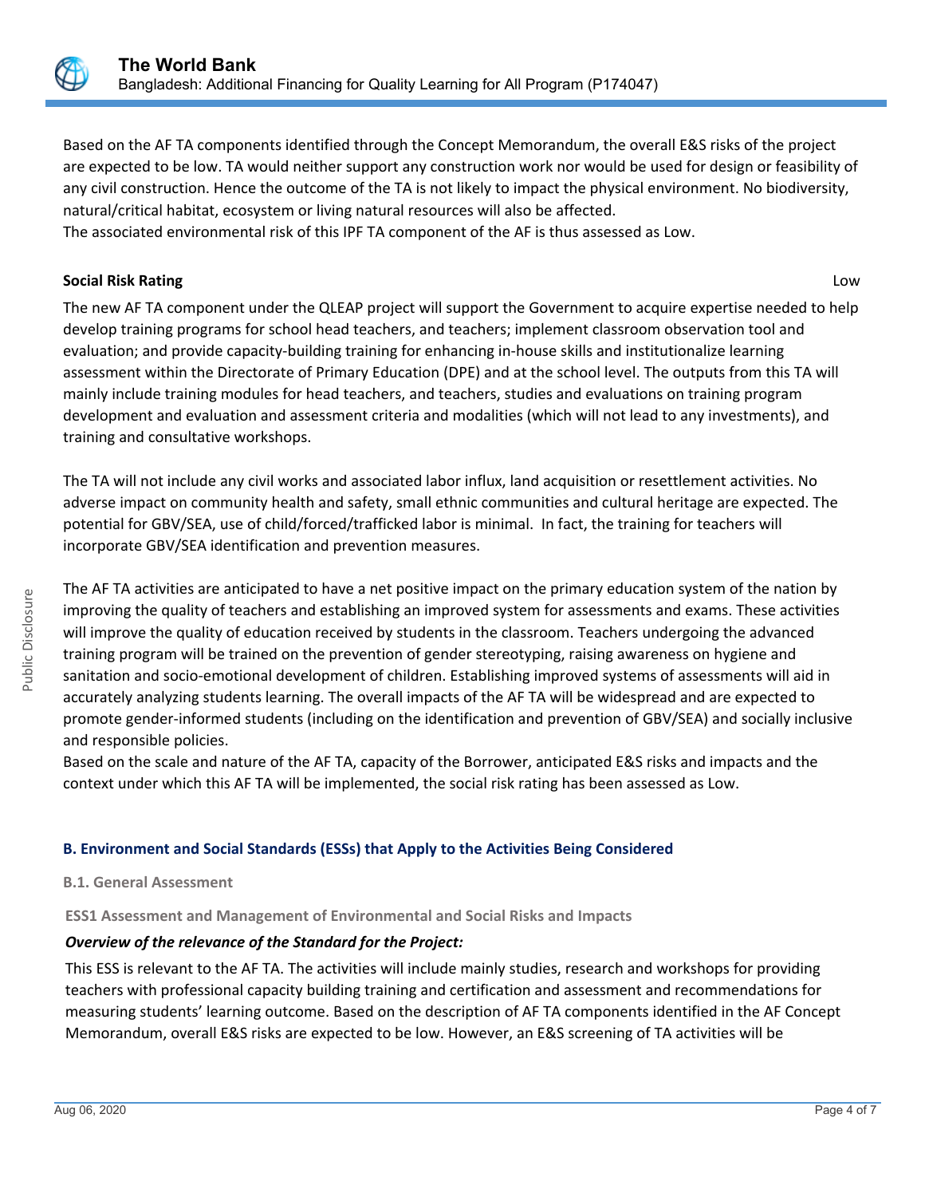Based on the AF TA components identified through the Concept Memorandum, the overall E&S risks of the project are expected to be low. TA would neither support any construction work nor would be used for design or feasibility of any civil construction. Hence the outcome of the TA is not likely to impact the physical environment. No biodiversity, natural/critical habitat, ecosystem or living natural resources will also be affected.
The associated environmental risk of this IPF TA component of the AF is thus assessed as Low.

**Social Risk Rating** Low

The new AF TA component under the QLEAP project will support the Government to acquire expertise needed to help develop training programs for school head teachers, and teachers; implement classroom observation tool and evaluation; and provide capacity-building training for enhancing in-house skills and institutionalize learning assessment within the Directorate of Primary Education (DPE) and at the school level. The outputs from this TA will mainly include training modules for head teachers, and teachers, studies and evaluations on training program development and evaluation and assessment criteria and modalities (which will not lead to any investments), and training and consultative workshops.

The TA will not include any civil works and associated labor influx, land acquisition or resettlement activities. No adverse impact on community health and safety, small ethnic communities and cultural heritage are expected. The potential for GBV/SEA, use of child/forced/trafficked labor is minimal. In fact, the training for teachers will incorporate GBV/SEA identification and prevention measures.

The AF TA activities are anticipated to have a net positive impact on the primary education system of the nation by improving the quality of teachers and establishing an improved system for assessments and exams. These activities will improve the quality of education received by students in the classroom. Teachers undergoing the advanced training program will be trained on the prevention of gender stereotyping, raising awareness on hygiene and sanitation and socio-emotional development of children. Establishing improved systems of assessments will aid in accurately analyzing students learning. The overall impacts of the AF TA will be widespread and are expected to promote gender-informed students (including on the identification and prevention of GBV/SEA) and socially inclusive and responsible policies.
Based on the scale and nature of the AF TA, capacity of the Borrower, anticipated E&S risks and impacts and the context under which this AF TA will be implemented, the social risk rating has been assessed as Low.

## B. Environment and Social Standards (ESSs) that Apply to the Activities Being Considered

### B.1. General Assessment

#### ESS1 Assessment and Management of Environmental and Social Risks and Impacts

***Overview of the relevance of the Standard for the Project:***

This ESS is relevant to the AF TA. The activities will include mainly studies, research and workshops for providing teachers with professional capacity building training and certification and assessment and recommendations for measuring students' learning outcome. Based on the description of AF TA components identified in the AF Concept Memorandum, overall E&S risks are expected to be low. However, an E&S screening of TA activities will be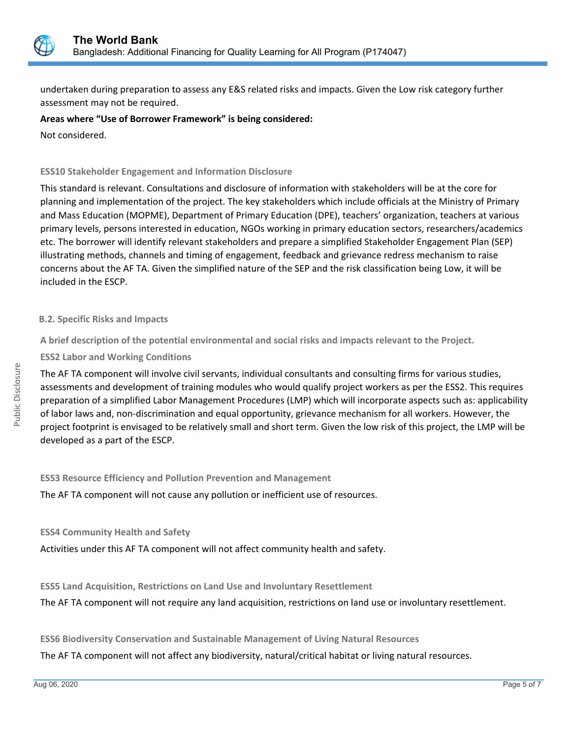undertaken during preparation to assess any E&S related risks and impacts. Given the Low risk category further assessment may not be required.

**Areas where "Use of Borrower Framework" is being considered:**

Not considered.

### ESS10 Stakeholder Engagement and Information Disclosure

This standard is relevant. Consultations and disclosure of information with stakeholders will be at the core for planning and implementation of the project. The key stakeholders which include officials at the Ministry of Primary and Mass Education (MOPME), Department of Primary Education (DPE), teachers' organization, teachers at various primary levels, persons interested in education, NGOs working in primary education sectors, researchers/academics etc. The borrower will identify relevant stakeholders and prepare a simplified Stakeholder Engagement Plan (SEP) illustrating methods, channels and timing of engagement, feedback and grievance redress mechanism to raise concerns about the AF TA. Given the simplified nature of the SEP and the risk classification being Low, it will be included in the ESCP.

## B.2. Specific Risks and Impacts

**A brief description of the potential environmental and social risks and impacts relevant to the Project.**

### ESS2 Labor and Working Conditions

The AF TA component will involve civil servants, individual consultants and consulting firms for various studies, assessments and development of training modules who would qualify project workers as per the ESS2. This requires preparation of a simplified Labor Management Procedures (LMP) which will incorporate aspects such as: applicability of labor laws and, non-discrimination and equal opportunity, grievance mechanism for all workers. However, the project footprint is envisaged to be relatively small and short term. Given the low risk of this project, the LMP will be developed as a part of the ESCP.

### ESS3 Resource Efficiency and Pollution Prevention and Management

The AF TA component will not cause any pollution or inefficient use of resources.

### ESS4 Community Health and Safety

Activities under this AF TA component will not affect community health and safety.

### ESS5 Land Acquisition, Restrictions on Land Use and Involuntary Resettlement

The AF TA component will not require any land acquisition, restrictions on land use or involuntary resettlement.

### ESS6 Biodiversity Conservation and Sustainable Management of Living Natural Resources

The AF TA component will not affect any biodiversity, natural/critical habitat or living natural resources.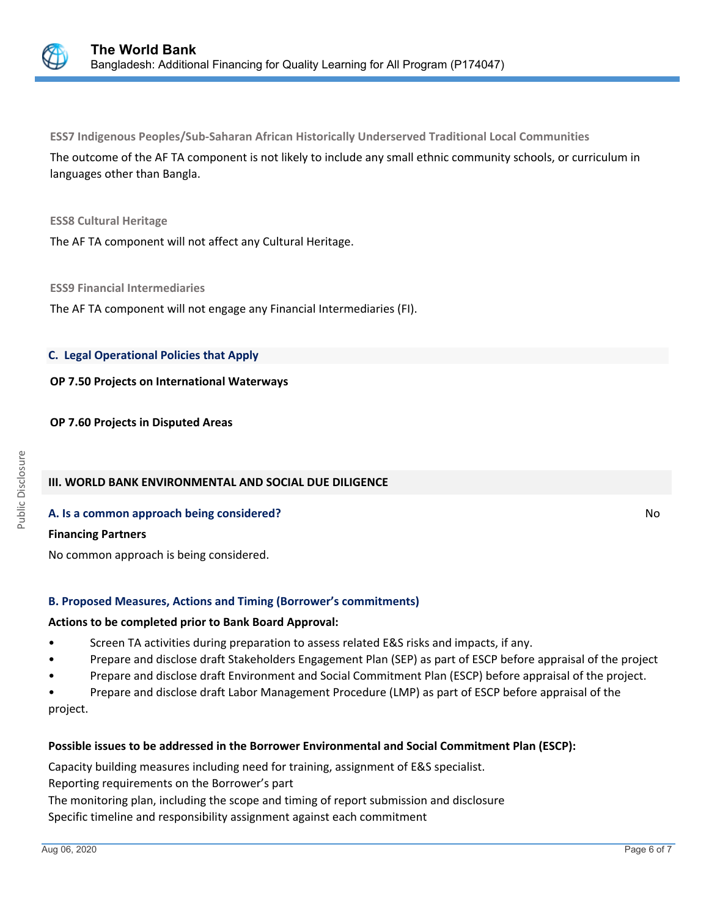### ESS7 Indigenous Peoples/Sub-Saharan African Historically Underserved Traditional Local Communities

The outcome of the AF TA component is not likely to include any small ethnic community schools, or curriculum in languages other than Bangla.

### ESS8 Cultural Heritage

The AF TA component will not affect any Cultural Heritage.

### ESS9 Financial Intermediaries

The AF TA component will not engage any Financial Intermediaries (FI).

## C. Legal Operational Policies that Apply

**OP 7.50 Projects on International Waterways**

**OP 7.60 Projects in Disputed Areas**

## III. WORLD BANK ENVIRONMENTAL AND SOCIAL DUE DILIGENCE

**A. Is a common approach being considered?** No

**Financing Partners**

No common approach is being considered.

**B. Proposed Measures, Actions and Timing (Borrower's commitments)**

**Actions to be completed prior to Bank Board Approval:**

- Screen TA activities during preparation to assess related E&S risks and impacts, if any.
- Prepare and disclose draft Stakeholders Engagement Plan (SEP) as part of ESCP before appraisal of the project
- Prepare and disclose draft Environment and Social Commitment Plan (ESCP) before appraisal of the project.
- Prepare and disclose draft Labor Management Procedure (LMP) as part of ESCP before appraisal of the project.

**Possible issues to be addressed in the Borrower Environmental and Social Commitment Plan (ESCP):**

Capacity building measures including need for training, assignment of E&S specialist.
Reporting requirements on the Borrower's part
The monitoring plan, including the scope and timing of report submission and disclosure
Specific timeline and responsibility assignment against each commitment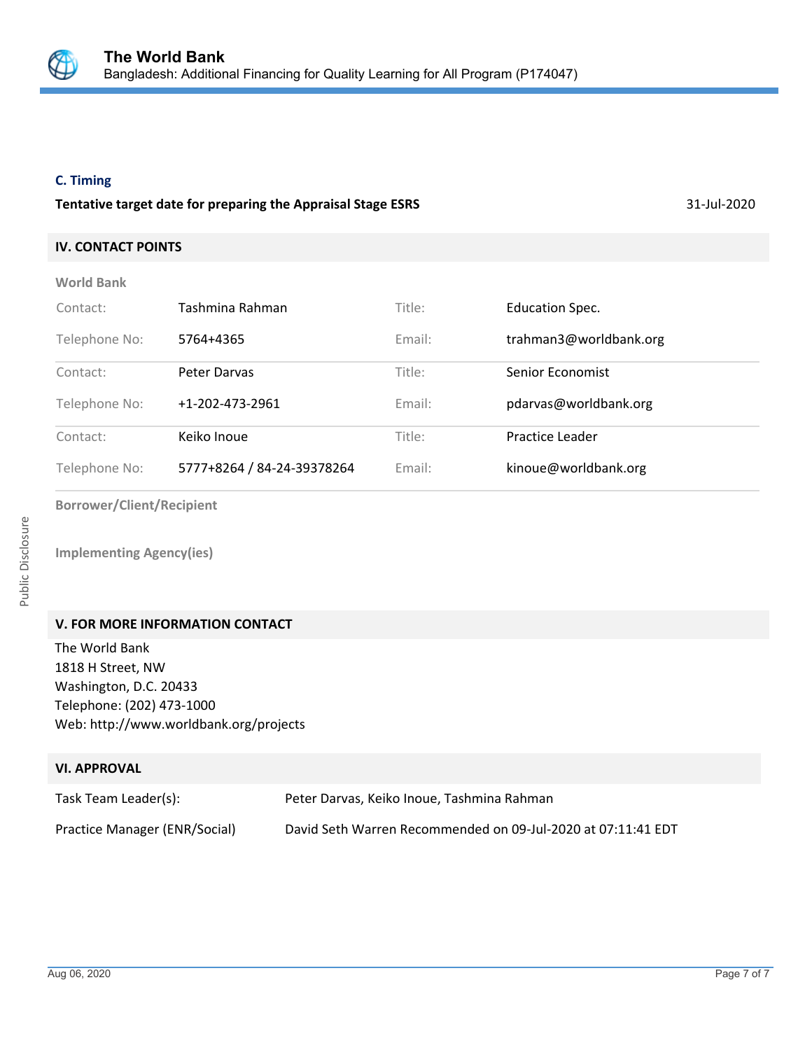### C. Timing

**Tentative target date for preparing the Appraisal Stage ESRS** 31-Jul-2020

## IV. CONTACT POINTS

**World Bank**

| | | | |
|---|---|---|---|
| Contact: | Tashmina Rahman | Title: | Education Spec. |
| Telephone No: | 5764+4365 | Email: | trahman3@worldbank.org |
| Contact: | Peter Darvas | Title: | Senior Economist |
| Telephone No: | +1-202-473-2961 | Email: | pdarvas@worldbank.org |
| Contact: | Keiko Inoue | Title: | Practice Leader |
| Telephone No: | 5777+8264 / 84-24-39378264 | Email: | kinoue@worldbank.org |

**Borrower/Client/Recipient**

**Implementing Agency(ies)**

## V. FOR MORE INFORMATION CONTACT

The World Bank
1818 H Street, NW
Washington, D.C. 20433
Telephone: (202) 473-1000
Web: http://www.worldbank.org/projects

## VI. APPROVAL

| | |
|---|---|
| Task Team Leader(s): | Peter Darvas, Keiko Inoue, Tashmina Rahman |
| Practice Manager (ENR/Social) | David Seth Warren Recommended on 09-Jul-2020 at 07:11:41 EDT |